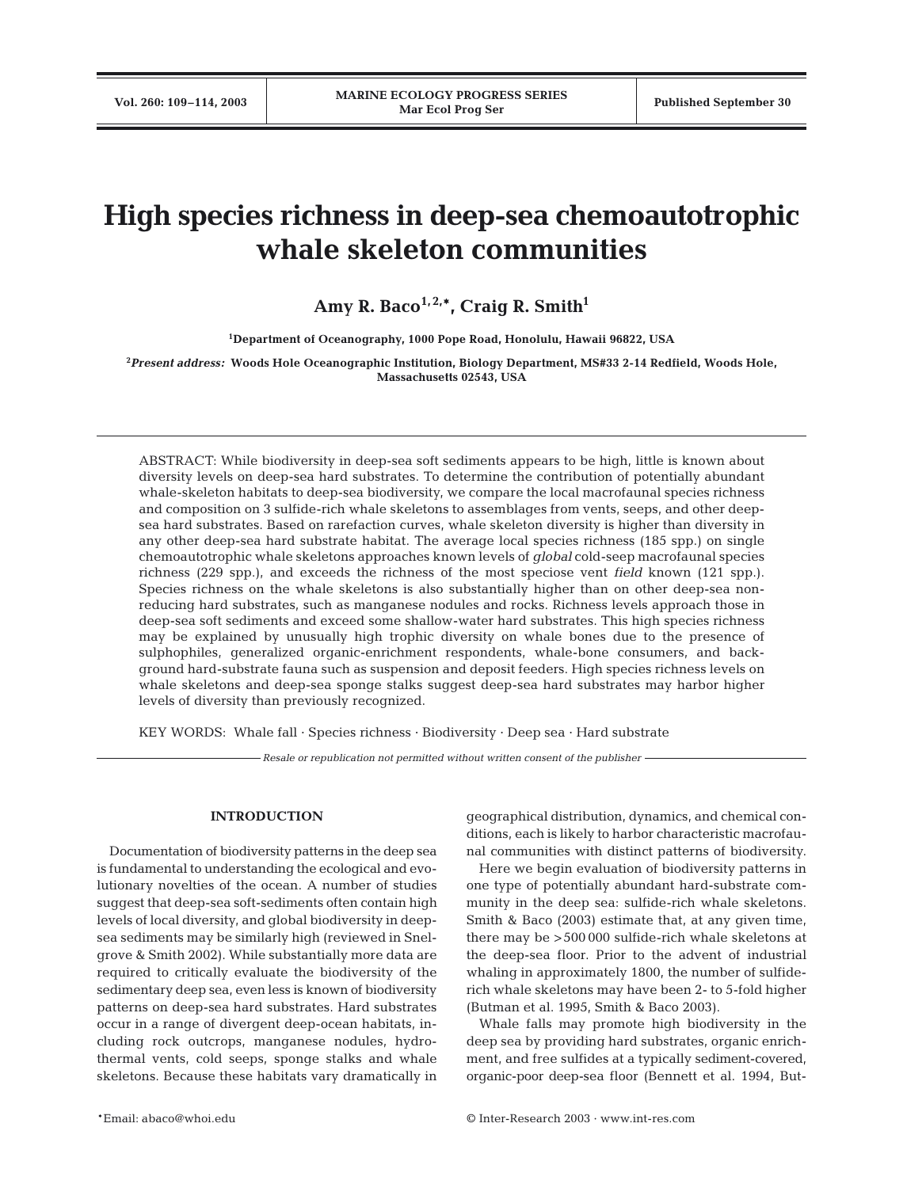# High species richness in deep-sea chemoautotrophic whale skeleton communities

**Amy R. Baco[1,2,*], Craig R. Smith[1]**

[1]Department of Oceanography, 1000 Pope Road, Honolulu, Hawaii 96822, USA

[2]*Present address:* Woods Hole Oceanographic Institution, Biology Department, MS#33 2-14 Redfield, Woods Hole, Massachusetts 02543, USA

ABSTRACT: While biodiversity in deep-sea soft sediments appears to be high, little is known about diversity levels on deep-sea hard substrates. To determine the contribution of potentially abundant whale-skeleton habitats to deep-sea biodiversity, we compare the local macrofaunal species richness and composition on 3 sulfide-rich whale skeletons to assemblages from vents, seeps, and other deep-sea hard substrates. Based on rarefaction curves, whale skeleton diversity is higher than diversity in any other deep-sea hard substrate habitat. The average local species richness (185 spp.) on single chemoautotrophic whale skeletons approaches known levels of *global* cold-seep macrofaunal species richness (229 spp.), and exceeds the richness of the most speciose vent *field* known (121 spp.). Species richness on the whale skeletons is also substantially higher than on other deep-sea non-reducing hard substrates, such as manganese nodules and rocks. Richness levels approach those in deep-sea soft sediments and exceed some shallow-water hard substrates. This high species richness may be explained by unusually high trophic diversity on whale bones due to the presence of sulphophiles, generalized organic-enrichment respondents, whale-bone consumers, and background hard-substrate fauna such as suspension and deposit feeders. High species richness levels on whale skeletons and deep-sea sponge stalks suggest deep-sea hard substrates may harbor higher levels of diversity than previously recognized.

KEY WORDS: Whale fall · Species richness · Biodiversity · Deep sea · Hard substrate

*Resale or republication not permitted without written consent of the publisher*

## INTRODUCTION

Documentation of biodiversity patterns in the deep sea is fundamental to understanding the ecological and evolutionary novelties of the ocean. A number of studies suggest that deep-sea soft-sediments often contain high levels of local diversity, and global biodiversity in deep-sea sediments may be similarly high (reviewed in Snelgrove & Smith 2002). While substantially more data are required to critically evaluate the biodiversity of the sedimentary deep sea, even less is known of biodiversity patterns on deep-sea hard substrates. Hard substrates occur in a range of divergent deep-ocean habitats, including rock outcrops, manganese nodules, hydrothermal vents, cold seeps, sponge stalks and whale skeletons. Because these habitats vary dramatically in geographical distribution, dynamics, and chemical conditions, each is likely to harbor characteristic macrofaunal communities with distinct patterns of biodiversity.

Here we begin evaluation of biodiversity patterns in one type of potentially abundant hard-substrate community in the deep sea: sulfide-rich whale skeletons. Smith & Baco (2003) estimate that, at any given time, there may be >500 000 sulfide-rich whale skeletons at the deep-sea floor. Prior to the advent of industrial whaling in approximately 1800, the number of sulfide-rich whale skeletons may have been 2- to 5-fold higher (Butman et al. 1995, Smith & Baco 2003).

Whale falls may promote high biodiversity in the deep sea by providing hard substrates, organic enrichment, and free sulfides at a typically sediment-covered, organic-poor deep-sea floor (Bennett et al. 1994, But-

*Email: abaco@whoi.edu

© Inter-Research 2003 · www.int-res.com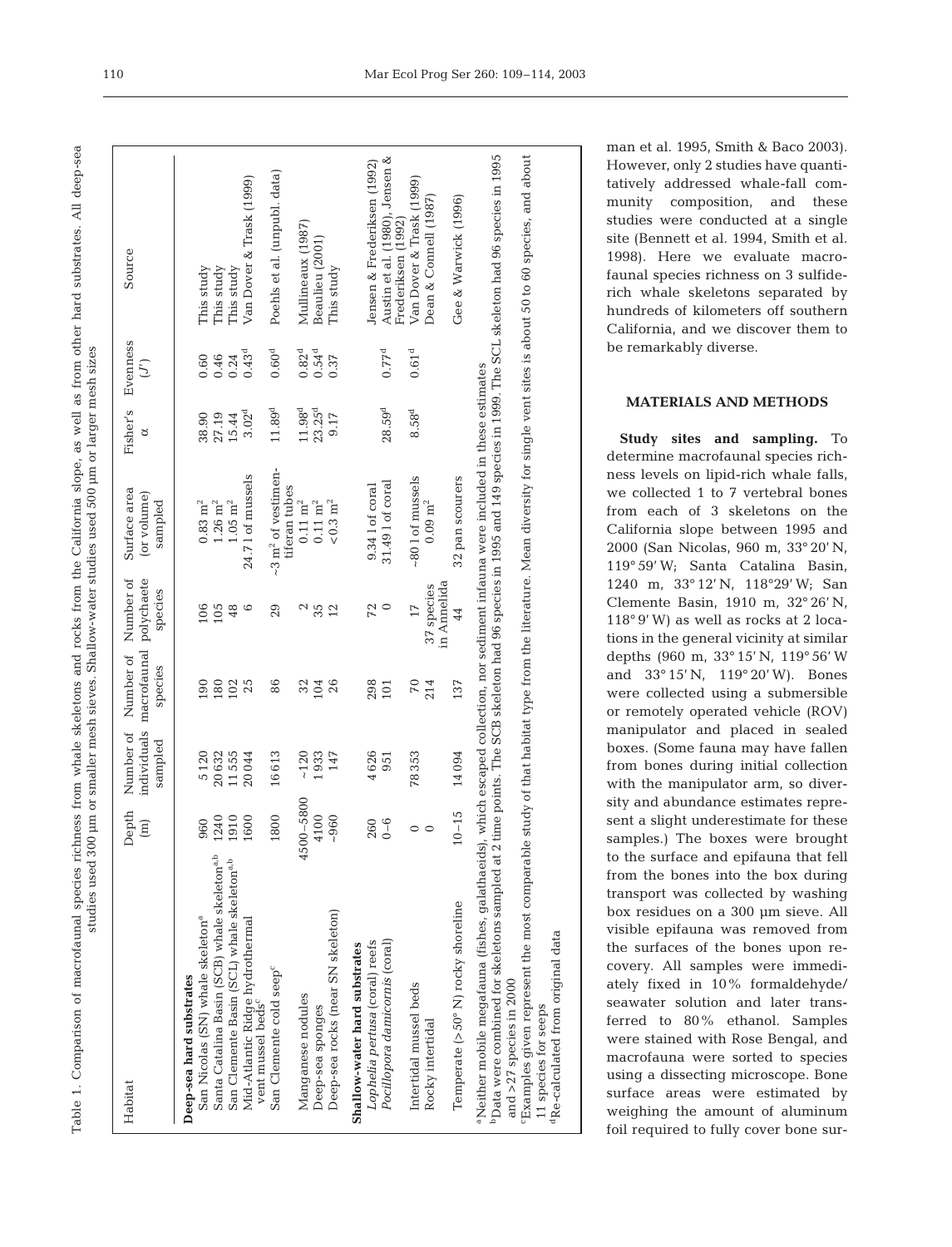Table 1. Comparison of macrofaunal species richness from whale skeletons and rocks from the California slope, as well as from other hard substrates. All deep-sea studies used 300 µm or smaller mesh sieves. Shallow-water studies used 500 µm or larger mesh sizes

| Habitat | Depth (m) | Number of individuals sampled | Number of macrofaunal species | Number of polychaete species | Surface area (or volume) sampled | Fisher's α | Evenness (J′) | Source |
|---|---|---|---|---|---|---|---|---|
| **Deep-sea hard substrates** | | | | | | | | |
| San Nicolas (SN) whale skeleton[a] | 960 | 5120 | 190 | 106 | 0.83 m$^2$ | 38.90 | 0.60 | This study |
| Santa Catalina Basin (SCB) whale skeleton[a,b] | 1240 | 20632 | 180 | 105 | 1.26 m$^2$ | 27.19 | 0.46 | This study |
| San Clemente Basin (SCL) whale skeleton[a,b] | 1910 | 11555 | 102 | 48 | 1.05 m$^2$ | 15.44 | 0.24 | This study |
| Mid-Atlantic Ridge hydrothermal vent mussel beds[c] | 1600 | 20044 | 25 | 6 | 24.7 l of mussels | 3.02[d] | 0.43[d] | Van Dover & Trask (1999) |
| San Clemente cold seep[c] | 1800 | 16613 | 86 | 29 | ~3 m$^2$ of vestimentiferan tubes | 11.89[d] | 0.60[d] | Poehls et al. (unpubl. data) |
| Manganese nodules | 4500–5800 | ~120 | 32 | 2 | 0.11 m$^2$ | 11.98[d] | 0.82[d] | Mullineaux (1987) |
| Deep-sea sponges | 4100 | 1933 | 104 | 35 | 0.11 m$^2$ | 23.25[d] | 0.54[d] | Beaulieu (2001) |
| Deep-sea rocks (near SN skeleton) | ~960 | 147 | 26 | 12 | <0.3 m$^2$ | 9.17 | 0.37 | This study |
| **Shallow-water hard substrates** | | | | | | | | |
| *Lophelia pertusa* (coral) reefs | 260 | 4626 | 298 | 72 | 9.34 l of coral | | | Jensen & Frederiksen (1992) |
| *Pocillopora damicornis* (coral) | 0–6 | 951 | 101 | 0 | 31.49 l of coral | 28.59[d] | 0.77[d] | Austin et al. (1980), Jensen & Frederiksen (1992) |
| Intertidal mussel beds | 0 | 78353 | 70 | 17 | ~80 l of mussels | 8.58[d] | 0.61[d] | Van Dover & Trask (1999) |
| Rocky intertidal | 0 | | 214 | 37 species in Annelida | 0.09 m$^2$ | | | Dean & Connell (1987) |
| Temperate (>50° N) rocky shoreline | 10–15 | 14094 | 137 | 44 | 32 pan scourers | | | Gee & Warwick (1996) |

[a]Neither mobile megafauna (fishes, galatheaids), which escaped collection, nor sediment infauna were included in these estimates
[b]Data were combined for skeletons sampled at 2 time points. The SCB skeleton had 96 species in 1995 and 149 species in 1999. The SCL skeleton had 96 species in 1995 and >27 species in 2000
[c]Examples given represent the most comparable study of that habitat type from the literature. Mean diversity for single vent sites is about 50 to 60 species, and about 11 species for seeps
[d]Re-calculated from original data

man et al. 1995, Smith & Baco 2003). However, only 2 studies have quantitatively addressed whale-fall community composition, and these studies were conducted at a single site (Bennett et al. 1994, Smith et al. 1998). Here we evaluate macrofaunal species richness on 3 sulfide-rich whale skeletons separated by hundreds of kilometers off southern California, and we discover them to be remarkably diverse.

## MATERIALS AND METHODS

**Study sites and sampling.** To determine macrofaunal species richness levels on lipid-rich whale falls, we collected 1 to 7 vertebral bones from each of 3 skeletons on the California slope between 1995 and 2000 (San Nicolas, 960 m, 33° 20′ N, 119° 59′ W; Santa Catalina Basin, 1240 m, 33° 12′ N, 118°29′ W; San Clemente Basin, 1910 m, 32° 26′ N, 118° 9′ W) as well as rocks at 2 locations in the general vicinity at similar depths (960 m, 33° 15′ N, 119° 56′ W and 33° 15′ N, 119° 20′ W). Bones were collected using a submersible or remotely operated vehicle (ROV) manipulator and placed in sealed boxes. (Some fauna may have fallen from bones during initial collection with the manipulator arm, so diversity and abundance estimates represent a slight underestimate for these samples.) The boxes were brought to the surface and epifauna that fell from the bones into the box during transport was collected by washing box residues on a 300 µm sieve. All visible epifauna was removed from the surfaces of the bones upon recovery. All samples were immediately fixed in 10% formaldehyde/seawater solution and later transferred to 80% ethanol. Samples were stained with Rose Bengal, and macrofauna were sorted to species using a dissecting microscope. Bone surface areas were estimated by weighing the amount of aluminum foil required to fully cover bone sur-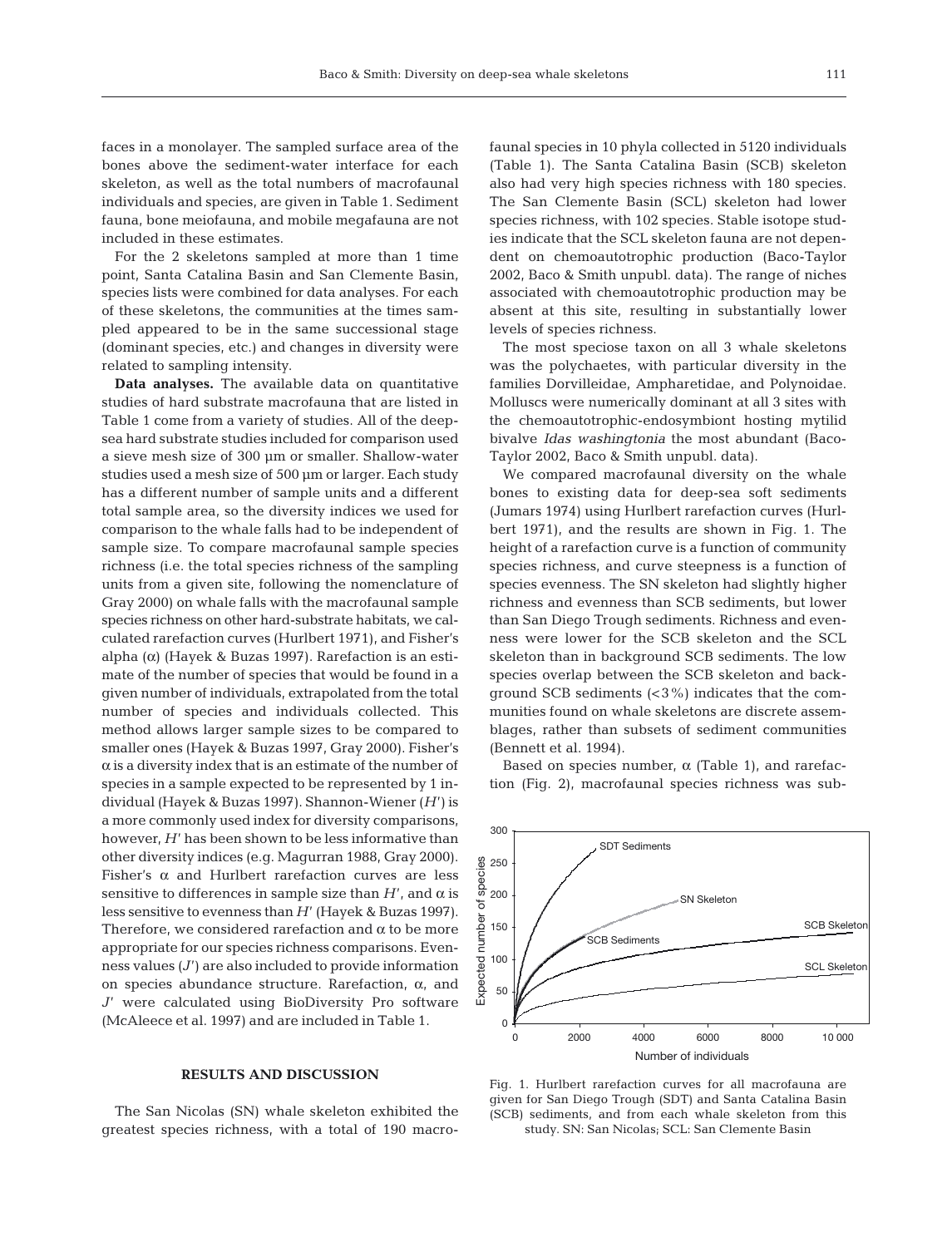faces in a monolayer. The sampled surface area of the bones above the sediment-water interface for each skeleton, as well as the total numbers of macrofaunal individuals and species, are given in Table 1. Sediment fauna, bone meiofauna, and mobile megafauna are not included in these estimates.

For the 2 skeletons sampled at more than 1 time point, Santa Catalina Basin and San Clemente Basin, species lists were combined for data analyses. For each of these skeletons, the communities at the times sampled appeared to be in the same successional stage (dominant species, etc.) and changes in diversity were related to sampling intensity.

**Data analyses.** The available data on quantitative studies of hard substrate macrofauna that are listed in Table 1 come from a variety of studies. All of the deep-sea hard substrate studies included for comparison used a sieve mesh size of 300 µm or smaller. Shallow-water studies used a mesh size of 500 µm or larger. Each study has a different number of sample units and a different total sample area, so the diversity indices we used for comparison to the whale falls had to be independent of sample size. To compare macrofaunal sample species richness (i.e. the total species richness of the sampling units from a given site, following the nomenclature of Gray 2000) on whale falls with the macrofaunal sample species richness on other hard-substrate habitats, we calculated rarefaction curves (Hurlbert 1971), and Fisher's alpha ($\alpha$) (Hayek & Buzas 1997). Rarefaction is an estimate of the number of species that would be found in a given number of individuals, extrapolated from the total number of species and individuals collected. This method allows larger sample sizes to be compared to smaller ones (Hayek & Buzas 1997, Gray 2000). Fisher's $\alpha$ is a diversity index that is an estimate of the number of species in a sample expected to be represented by 1 individual (Hayek & Buzas 1997). Shannon-Wiener ($H'$) is a more commonly used index for diversity comparisons, however, $H'$ has been shown to be less informative than other diversity indices (e.g. Magurran 1988, Gray 2000). Fisher's $\alpha$ and Hurlbert rarefaction curves are less sensitive to differences in sample size than $H'$, and $\alpha$ is less sensitive to evenness than $H'$ (Hayek & Buzas 1997). Therefore, we considered rarefaction and $\alpha$ to be more appropriate for our species richness comparisons. Evenness values ($J'$) are also included to provide information on species abundance structure. Rarefaction, $\alpha$, and $J'$ were calculated using BioDiversity Pro software (McAleece et al. 1997) and are included in Table 1.

## RESULTS AND DISCUSSION

The San Nicolas (SN) whale skeleton exhibited the greatest species richness, with a total of 190 macrofaunal species in 10 phyla collected in 5120 individuals (Table 1). The Santa Catalina Basin (SCB) skeleton also had very high species richness with 180 species. The San Clemente Basin (SCL) skeleton had lower species richness, with 102 species. Stable isotope studies indicate that the SCL skeleton fauna are not dependent on chemoautotrophic production (Baco-Taylor 2002, Baco & Smith unpubl. data). The range of niches associated with chemoautotrophic production may be absent at this site, resulting in substantially lower levels of species richness.

The most speciose taxon on all 3 whale skeletons was the polychaetes, with particular diversity in the families Dorvilleidae, Ampharetidae, and Polynoidae. Molluscs were numerically dominant at all 3 sites with the chemoautotrophic-endosymbiont hosting mytilid bivalve *Idas washingtonia* the most abundant (Baco-Taylor 2002, Baco & Smith unpubl. data).

We compared macrofaunal diversity on the whale bones to existing data for deep-sea soft sediments (Jumars 1974) using Hurlbert rarefaction curves (Hurlbert 1971), and the results are shown in Fig. 1. The height of a rarefaction curve is a function of community species richness, and curve steepness is a function of species evenness. The SN skeleton had slightly higher richness and evenness than SCB sediments, but lower than San Diego Trough sediments. Richness and evenness were lower for the SCB skeleton and the SCL skeleton than in background SCB sediments. The low species overlap between the SCB skeleton and background SCB sediments (<3%) indicates that the communities found on whale skeletons are discrete assemblages, rather than subsets of sediment communities (Bennett et al. 1994).

Based on species number, $\alpha$ (Table 1), and rarefaction (Fig. 2), macrofaunal species richness was sub-

Fig. 1. Hurlbert rarefaction curves for all macrofauna are given for San Diego Trough (SDT) and Santa Catalina Basin (SCB) sediments, and from each whale skeleton from this study. SN: San Nicolas; SCL: San Clemente Basin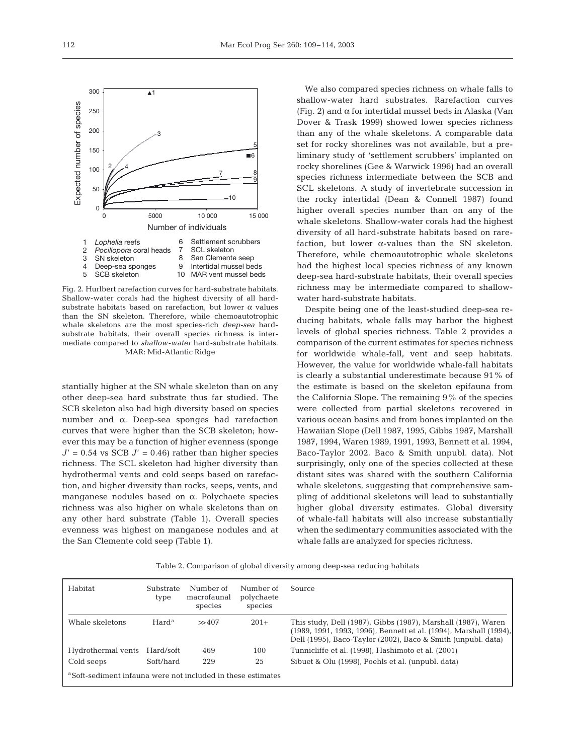Fig. 2. Hurlbert rarefaction curves for hard-substrate habitats. Shallow-water corals had the highest diversity of all hard-substrate habitats based on rarefaction, but lower α values than the SN skeleton. Therefore, while chemoautotrophic whale skeletons are the most species-rich *deep-sea* hard-substrate habitats, their overall species richness is intermediate compared to *shallow-water* hard-substrate habitats. MAR: Mid-Atlantic Ridge

stantially higher at the SN whale skeleton than on any other deep-sea hard substrate thus far studied. The SCB skeleton also had high diversity based on species number and α. Deep-sea sponges had rarefaction curves that were higher than the SCB skeleton; however this may be a function of higher evenness (sponge $J' = 0.54$ vs SCB $J' = 0.46$) rather than higher species richness. The SCL skeleton had higher diversity than hydrothermal vents and cold seeps based on rarefaction, and higher diversity than rocks, seeps, vents, and manganese nodules based on α. Polychaete species richness was also higher on whale skeletons than on any other hard substrate (Table 1). Overall species evenness was highest on manganese nodules and at the San Clemente cold seep (Table 1).

We also compared species richness on whale falls to shallow-water hard substrates. Rarefaction curves (Fig. 2) and α for intertidal mussel beds in Alaska (Van Dover & Trask 1999) showed lower species richness than any of the whale skeletons. A comparable data set for rocky shorelines was not available, but a preliminary study of 'settlement scrubbers' implanted on rocky shorelines (Gee & Warwick 1996) had an overall species richness intermediate between the SCB and SCL skeletons. A study of invertebrate succession in the rocky intertidal (Dean & Connell 1987) found higher overall species number than on any of the whale skeletons. Shallow-water corals had the highest diversity of all hard-substrate habitats based on rarefaction, but lower α-values than the SN skeleton. Therefore, while chemoautotrophic whale skeletons had the highest local species richness of any known deep-sea hard-substrate habitats, their overall species richness may be intermediate compared to shallow-water hard-substrate habitats.

Despite being one of the least-studied deep-sea reducing habitats, whale falls may harbor the highest levels of global species richness. Table 2 provides a comparison of the current estimates for species richness for worldwide whale-fall, vent and seep habitats. However, the value for worldwide whale-fall habitats is clearly a substantial underestimate because 91% of the estimate is based on the skeleton epifauna from the California Slope. The remaining 9% of the species were collected from partial skeletons recovered in various ocean basins and from bones implanted on the Hawaiian Slope (Dell 1987, 1995, Gibbs 1987, Marshall 1987, 1994, Waren 1989, 1991, 1993, Bennett et al. 1994, Baco-Taylor 2002, Baco & Smith unpubl. data). Not surprisingly, only one of the species collected at these distant sites was shared with the southern California whale skeletons, suggesting that comprehensive sampling of additional skeletons will lead to substantially higher global diversity estimates. Global diversity of whale-fall habitats will also increase substantially when the sedimentary communities associated with the whale falls are analyzed for species richness.

Table 2. Comparison of global diversity among deep-sea reducing habitats

| Habitat | Substrate type | Number of macrofaunal species | Number of polychaete species | Source |
|---|---|---|---|---|
| Whale skeletons | Hard[a] | ≫407 | 201+ | This study, Dell (1987), Gibbs (1987), Marshall (1987), Waren (1989, 1991, 1993, 1996), Bennett et al. (1994), Marshall (1994), Dell (1995), Baco-Taylor (2002), Baco & Smith (unpubl. data) |
| Hydrothermal vents | Hard/soft | 469 | 100 | Tunnicliffe et al. (1998), Hashimoto et al. (2001) |
| Cold seeps | Soft/hard | 229 | 25 | Sibuet & Olu (1998), Poehls et al. (unpubl. data) |

[a]Soft-sediment infauna were not included in these estimates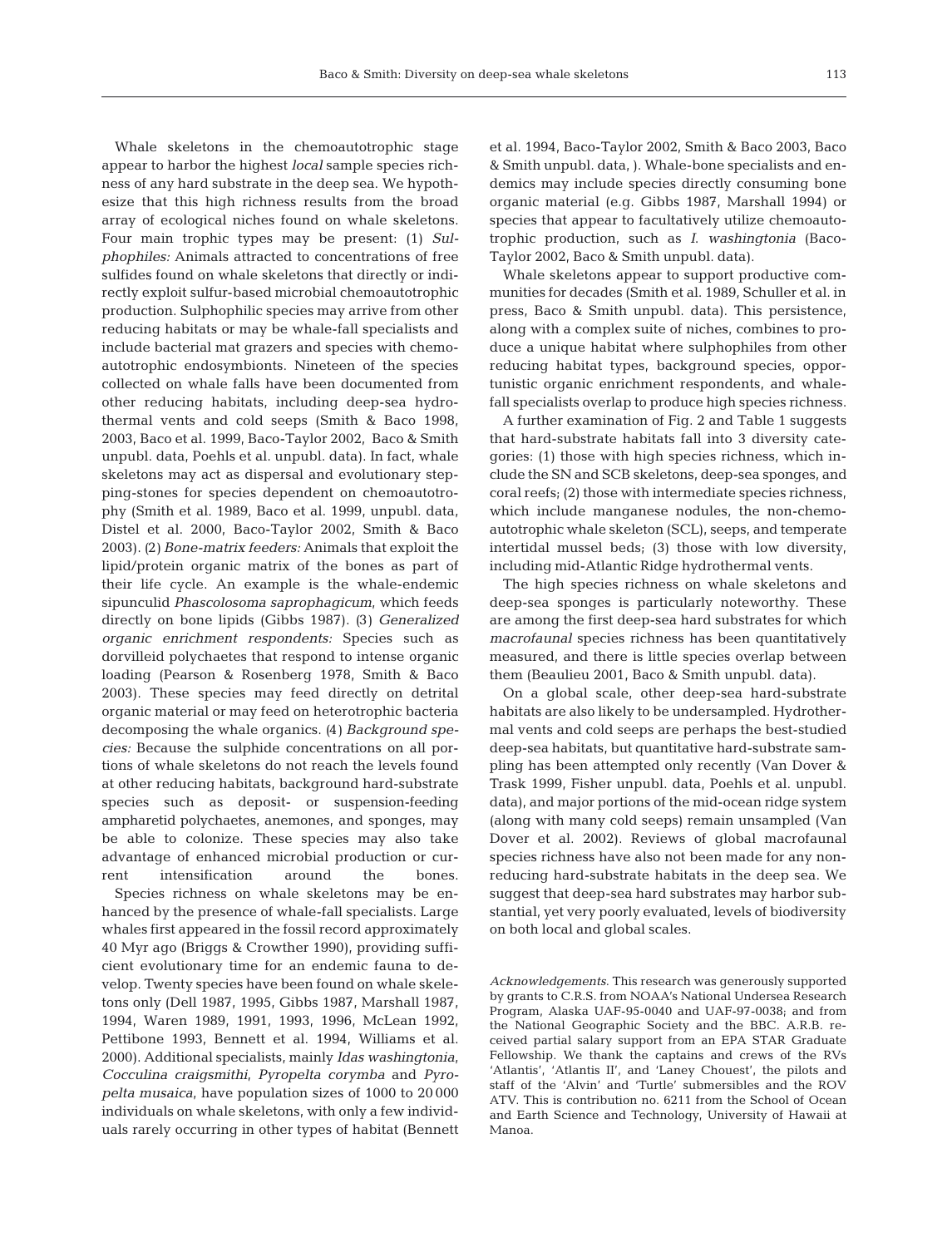Whale skeletons in the chemoautotrophic stage appear to harbor the highest *local* sample species richness of any hard substrate in the deep sea. We hypothesize that this high richness results from the broad array of ecological niches found on whale skeletons. Four main trophic types may be present: (1) *Sulphophiles:* Animals attracted to concentrations of free sulfides found on whale skeletons that directly or indirectly exploit sulfur-based microbial chemoautotrophic production. Sulphophilic species may arrive from other reducing habitats or may be whale-fall specialists and include bacterial mat grazers and species with chemoautotrophic endosymbionts. Nineteen of the species collected on whale falls have been documented from other reducing habitats, including deep-sea hydrothermal vents and cold seeps (Smith & Baco 1998, 2003, Baco et al. 1999, Baco-Taylor 2002, Baco & Smith unpubl. data, Poehls et al. unpubl. data). In fact, whale skeletons may act as dispersal and evolutionary stepping-stones for species dependent on chemoautotrophy (Smith et al. 1989, Baco et al. 1999, unpubl. data, Distel et al. 2000, Baco-Taylor 2002, Smith & Baco 2003). (2) *Bone-matrix feeders:* Animals that exploit the lipid/protein organic matrix of the bones as part of their life cycle. An example is the whale-endemic sipunculid *Phascolosoma saprophagicum*, which feeds directly on bone lipids (Gibbs 1987). (3) *Generalized organic enrichment respondents:* Species such as dorvilleid polychaetes that respond to intense organic loading (Pearson & Rosenberg 1978, Smith & Baco 2003). These species may feed directly on detrital organic material or may feed on heterotrophic bacteria decomposing the whale organics. (4) *Background species:* Because the sulphide concentrations on all portions of whale skeletons do not reach the levels found at other reducing habitats, background hard-substrate species such as deposit- or suspension-feeding ampharetid polychaetes, anemones, and sponges, may be able to colonize. These species may also take advantage of enhanced microbial production or current intensification around the bones.

Species richness on whale skeletons may be enhanced by the presence of whale-fall specialists. Large whales first appeared in the fossil record approximately 40 Myr ago (Briggs & Crowther 1990), providing sufficient evolutionary time for an endemic fauna to develop. Twenty species have been found on whale skeletons only (Dell 1987, 1995, Gibbs 1987, Marshall 1987, 1994, Waren 1989, 1991, 1993, 1996, McLean 1992, Pettibone 1993, Bennett et al. 1994, Williams et al. 2000). Additional specialists, mainly *Idas washingtonia*, *Cocculina craigsmithi*, *Pyropelta corymba* and *Pyropelta musaica*, have population sizes of 1000 to 20 000 individuals on whale skeletons, with only a few individuals rarely occurring in other types of habitat (Bennett et al. 1994, Baco-Taylor 2002, Smith & Baco 2003, Baco & Smith unpubl. data, ). Whale-bone specialists and endemics may include species directly consuming bone organic material (e.g. Gibbs 1987, Marshall 1994) or species that appear to facultatively utilize chemoautotrophic production, such as *I. washingtonia* (Baco-Taylor 2002, Baco & Smith unpubl. data).

Whale skeletons appear to support productive communities for decades (Smith et al. 1989, Schuller et al. in press, Baco & Smith unpubl. data). This persistence, along with a complex suite of niches, combines to produce a unique habitat where sulphophiles from other reducing habitat types, background species, opportunistic organic enrichment respondents, and whale-fall specialists overlap to produce high species richness.

A further examination of Fig. 2 and Table 1 suggests that hard-substrate habitats fall into 3 diversity categories: (1) those with high species richness, which include the SN and SCB skeletons, deep-sea sponges, and coral reefs; (2) those with intermediate species richness, which include manganese nodules, the non-chemoautotrophic whale skeleton (SCL), seeps, and temperate intertidal mussel beds; (3) those with low diversity, including mid-Atlantic Ridge hydrothermal vents.

The high species richness on whale skeletons and deep-sea sponges is particularly noteworthy. These are among the first deep-sea hard substrates for which *macrofaunal* species richness has been quantitatively measured, and there is little species overlap between them (Beaulieu 2001, Baco & Smith unpubl. data).

On a global scale, other deep-sea hard-substrate habitats are also likely to be undersampled. Hydrothermal vents and cold seeps are perhaps the best-studied deep-sea habitats, but quantitative hard-substrate sampling has been attempted only recently (Van Dover & Trask 1999, Fisher unpubl. data, Poehls et al. unpubl. data), and major portions of the mid-ocean ridge system (along with many cold seeps) remain unsampled (Van Dover et al. 2002). Reviews of global macrofaunal species richness have also not been made for any non-reducing hard-substrate habitats in the deep sea. We suggest that deep-sea hard substrates may harbor substantial, yet very poorly evaluated, levels of biodiversity on both local and global scales.

*Acknowledgements*. This research was generously supported by grants to C.R.S. from NOAA's National Undersea Research Program, Alaska UAF-95-0040 and UAF-97-0038; and from the National Geographic Society and the BBC. A.R.B. received partial salary support from an EPA STAR Graduate Fellowship. We thank the captains and crews of the RVs 'Atlantis', 'Atlantis II', and 'Laney Chouest', the pilots and staff of the 'Alvin' and 'Turtle' submersibles and the ROV ATV. This is contribution no. 6211 from the School of Ocean and Earth Science and Technology, University of Hawaii at Manoa.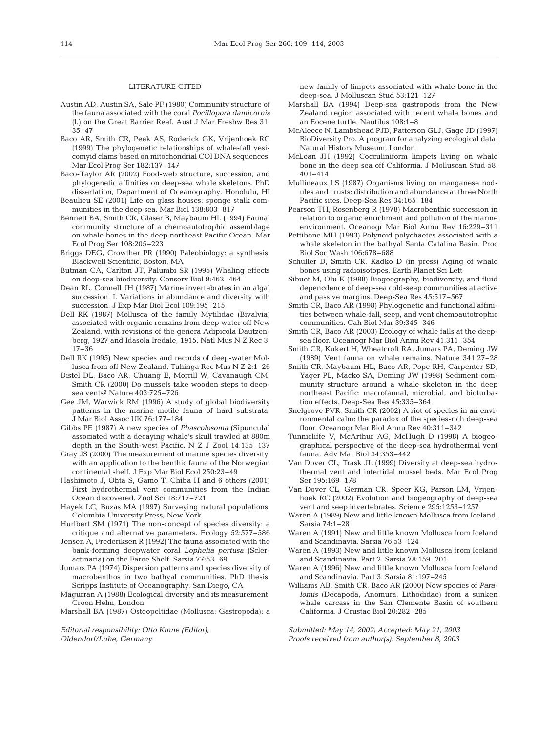## LITERATURE CITED

Austin AD, Austin SA, Sale PF (1980) Community structure of the fauna associated with the coral *Pocillopora damicornis* (l.) on the Great Barrier Reef. Aust J Mar Freshw Res 31: 35–47

Baco AR, Smith CR, Peek AS, Roderick GK, Vrijenhoek RC (1999) The phylogenetic relationships of whale-fall vesicomyid clams based on mitochondrial COI DNA sequences. Mar Ecol Prog Ser 182:137–147

Baco-Taylor AR (2002) Food-web structure, succession, and phylogenetic affinities on deep-sea whale skeletons. PhD dissertation, Department of Oceanography, Honolulu, HI

Beaulieu SE (2001) Life on glass houses: sponge stalk communities in the deep sea. Mar Biol 138:803–817

Bennett BA, Smith CR, Glaser B, Maybaum HL (1994) Faunal community structure of a chemoautotrophic assemblage on whale bones in the deep northeast Pacific Ocean. Mar Ecol Prog Ser 108:205–223

Briggs DEG, Crowther PR (1990) Paleobiology: a synthesis. Blackwell Scientific, Boston, MA

Butman CA, Carlton JT, Palumbi SR (1995) Whaling effects on deep-sea biodiversity. Conserv Biol 9:462–464

Dean RL, Connell JH (1987) Marine invertebrates in an algal succession. I. Variations in abundance and diversity with succession. J Exp Mar Biol Ecol 109:195–215

Dell RK (1987) Mollusca of the family Mytilidae (Bivalvia) associated with organic remains from deep water off New Zealand, with revisions of the genera Adipicola Dautzenberg, 1927 and Idasola Iredale, 1915. Natl Mus N Z Rec 3: 17–36

Dell RK (1995) New species and records of deep-water Mollusca from off New Zealand. Tuhinga Rec Mus N Z 2:1–26

Distel DL, Baco AR, Chuang E, Morrill W, Cavanaugh CM, Smith CR (2000) Do mussels take wooden steps to deep-sea vents? Nature 403:725–726

Gee JM, Warwick RM (1996) A study of global biodiversity patterns in the marine motile fauna of hard substrata. J Mar Biol Assoc UK 76:177–184

Gibbs PE (1987) A new species of *Phascolosoma* (Sipuncula) associated with a decaying whale's skull trawled at 880m depth in the South-west Pacific. N Z J Zool 14:135–137

Gray JS (2000) The measurement of marine species diversity, with an application to the benthic fauna of the Norwegian continental shelf. J Exp Mar Biol Ecol 250:23–49

Hashimoto J, Ohta S, Gamo T, Chiba H and 6 others (2001) First hydrothermal vent communities from the Indian Ocean discovered. Zool Sci 18:717–721

Hayek LC, Buzas MA (1997) Surveying natural populations. Columbia University Press, New York

Hurlbert SM (1971) The non-concept of species diversity: a critique and alternative parameters. Ecology 52:577–586

Jensen A, Frederiksen R (1992) The fauna associated with the bank-forming deepwater coral *Lophelia pertusa* (Scleractinaria) on the Faroe Shelf. Sarsia 77:53–69

Jumars PA (1974) Dispersion patterns and species diversity of macrobenthos in two bathyal communities. PhD thesis, Scripps Institute of Oceanography, San Diego, CA

Magurran A (1988) Ecological diversity and its measurement. Croon Helm, London

Marshall BA (1987) Osteopeltidae (Mollusca: Gastropoda): a new family of limpets associated with whale bone in the deep-sea. J Molluscan Stud 53:121–127

Marshall BA (1994) Deep-sea gastropods from the New Zealand region associated with recent whale bones and an Eocene turtle. Nautilus 108:1–8

McAleece N, Lambshead PJD, Patterson GLJ, Gage JD (1997) BioDiversity Pro. A program for analyzing ecological data. Natural History Museum, London

McLean JH (1992) Cocculiniform limpets living on whale bone in the deep sea off California. J Molluscan Stud 58: 401–414

Mullineaux LS (1987) Organisms living on manganese nodules and crusts: distribution and abundance at three North Pacific sites. Deep-Sea Res 34:165–184

Pearson TH, Rosenberg R (1978) Macrobenthic succession in relation to organic enrichment and pollution of the marine environment. Oceanogr Mar Biol Annu Rev 16:229–311

Pettibone MH (1993) Polynoid polychaetes associated with a whale skeleton in the bathyal Santa Catalina Basin. Proc Biol Soc Wash 106:678–688

Schuller D, Smith CR, Kadko D (in press) Aging of whale bones using radioisotopes. Earth Planet Sci Lett

Sibuet M, Olu K (1998) Biogeography, biodiversity, and fluid depencdence of deep-sea cold-seep communities at active and passive margins. Deep-Sea Res 45:517–567

Smith CR, Baco AR (1998) Phylogenetic and functional affinities between whale-fall, seep, and vent chemoautotrophic communities. Cah Biol Mar 39:345–346

Smith CR, Baco AR (2003) Ecology of whale falls at the deep-sea floor. Oceanogr Mar Biol Annu Rev 41:311–354

Smith CR, Kukert H, Wheatcroft RA, Jumars PA, Deming JW (1989) Vent fauna on whale remains. Nature 341:27–28

Smith CR, Maybaum HL, Baco AR, Pope RH, Carpenter SD, Yager PL, Macko SA, Deming JW (1998) Sediment community structure around a whale skeleton in the deep northeast Pacific: macrofaunal, microbial, and bioturbation effects. Deep-Sea Res 45:335–364

Snelgrove PVR, Smith CR (2002) A riot of species in an environmental calm: the paradox of the species-rich deep-sea floor. Oceanogr Mar Biol Annu Rev 40:311–342

Tunnicliffe V, McArthur AG, McHugh D (1998) A biogeographical perspective of the deep-sea hydrothermal vent fauna. Adv Mar Biol 34:353–442

Van Dover CL, Trask JL (1999) Diversity at deep-sea hydrothermal vent and intertidal mussel beds. Mar Ecol Prog Ser 195:169–178

Van Dover CL, German CR, Speer KG, Parson LM, Vrijenhoek RC (2002) Evolution and biogeography of deep-sea vent and seep invertebrates. Science 295:1253–1257

Waren A (1989) New and little known Mollusca from Iceland. Sarsia 74:1–28

Waren A (1991) New and little known Mollusca from Iceland and Scandinavia. Sarsia 76:53–124

Waren A (1993) New and little known Mollusca from Iceland and Scandinavia. Part 2. Sarsia 78:159–201

Waren A (1996) New and little known Mollusca from Iceland and Scandinavia. Part 3. Sarsia 81:197–245

Williams AB, Smith CR, Baco AR (2000) New species of *Paralomis* (Decapoda, Anomura, Lithodidae) from a sunken whale carcass in the San Clemente Basin of southern California. J Crustac Biol 20:282–285

*Editorial responsibility: Otto Kinne (Editor), Oldendorf/Luhe, Germany*

*Submitted: May 14, 2002; Accepted: May 21, 2003*
*Proofs received from author(s): September 8, 2003*